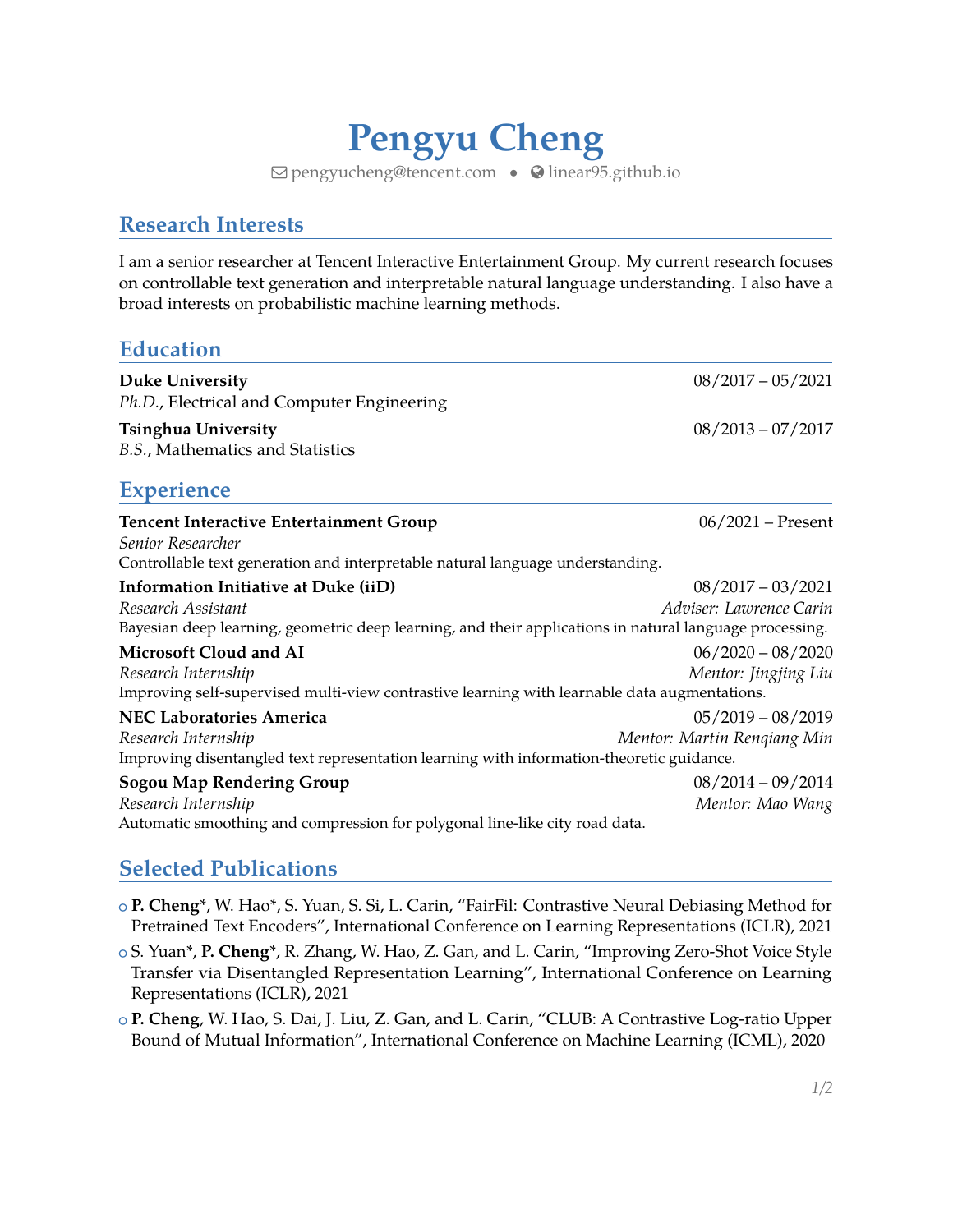# Pengyu Cheng

pengyucheng@tencent.com • linear95.github.io

## Research Interests

I am a senior researcher at Tencent Interactive Entertainment Group. My current research focuses on controllable text generation and interpretable natural language understanding. I also have a broad interests on probabilistic machine learning methods.

## Education

**Duke University** 08/2017 – 05/2021
*Ph.D.*, Electrical and Computer Engineering

**Tsinghua University** 08/2013 – 07/2017
*B.S.*, Mathematics and Statistics

## Experience

**Tencent Interactive Entertainment Group** 06/2021 – Present
*Senior Researcher*
Controllable text generation and interpretable natural language understanding.

**Information Initiative at Duke (iiD)** 08/2017 – 03/2021
*Research Assistant* *Adviser: Lawrence Carin*
Bayesian deep learning, geometric deep learning, and their applications in natural language processing.

**Microsoft Cloud and AI** 06/2020 – 08/2020
*Research Internship* *Mentor: Jingjing Liu*
Improving self-supervised multi-view contrastive learning with learnable data augmentations.

**NEC Laboratories America** 05/2019 – 08/2019
*Research Internship* *Mentor: Martin Renqiang Min*
Improving disentangled text representation learning with information-theoretic guidance.

**Sogou Map Rendering Group** 08/2014 – 09/2014
*Research Internship* *Mentor: Mao Wang*
Automatic smoothing and compression for polygonal line-like city road data.

## Selected Publications

- **P. Cheng***, W. Hao*, S. Yuan, S. Si, L. Carin, "FairFil: Contrastive Neural Debiasing Method for Pretrained Text Encoders", International Conference on Learning Representations (ICLR), 2021
- S. Yuan*, **P. Cheng***, R. Zhang, W. Hao, Z. Gan, and L. Carin, "Improving Zero-Shot Voice Style Transfer via Disentangled Representation Learning", International Conference on Learning Representations (ICLR), 2021
- **P. Cheng**, W. Hao, S. Dai, J. Liu, Z. Gan, and L. Carin, "CLUB: A Contrastive Log-ratio Upper Bound of Mutual Information", International Conference on Machine Learning (ICML), 2020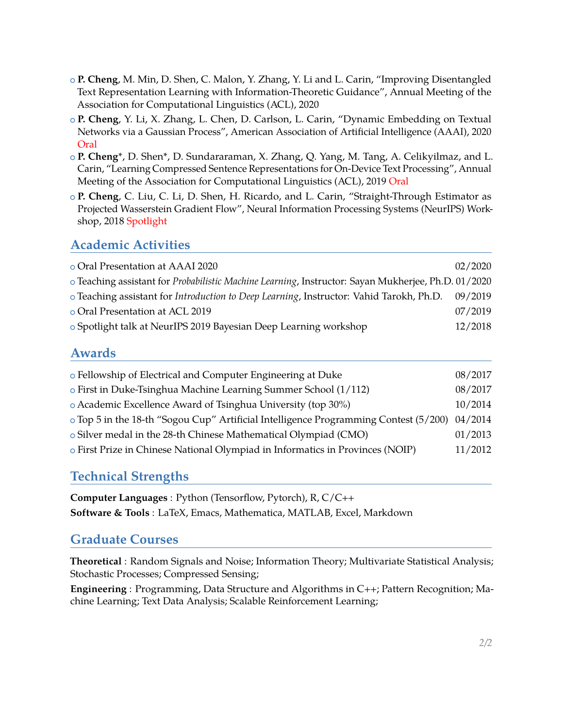- **P. Cheng**, M. Min, D. Shen, C. Malon, Y. Zhang, Y. Li and L. Carin, "Improving Disentangled Text Representation Learning with Information-Theoretic Guidance", Annual Meeting of the Association for Computational Linguistics (ACL), 2020
- **P. Cheng**, Y. Li, X. Zhang, L. Chen, D. Carlson, L. Carin, "Dynamic Embedding on Textual Networks via a Gaussian Process", American Association of Artificial Intelligence (AAAI), 2020 Oral
- **P. Cheng***, D. Shen*, D. Sundararaman, X. Zhang, Q. Yang, M. Tang, A. Celikyilmaz, and L. Carin, "Learning Compressed Sentence Representations for On-Device Text Processing", Annual Meeting of the Association for Computational Linguistics (ACL), 2019 Oral
- **P. Cheng**, C. Liu, C. Li, D. Shen, H. Ricardo, and L. Carin, "Straight-Through Estimator as Projected Wasserstein Gradient Flow", Neural Information Processing Systems (NeurIPS) Workshop, 2018 Spotlight

## Academic Activities

- Oral Presentation at AAAI 2020 — 02/2020
- Teaching assistant for *Probabilistic Machine Learning*, Instructor: Sayan Mukherjee, Ph.D. — 01/2020
- Teaching assistant for *Introduction to Deep Learning*, Instructor: Vahid Tarokh, Ph.D. — 09/2019
- Oral Presentation at ACL 2019 — 07/2019
- Spotlight talk at NeurIPS 2019 Bayesian Deep Learning workshop — 12/2018

## Awards

- Fellowship of Electrical and Computer Engineering at Duke — 08/2017
- First in Duke-Tsinghua Machine Learning Summer School (1/112) — 08/2017
- Academic Excellence Award of Tsinghua University (top 30%) — 10/2014
- Top 5 in the 18-th "Sogou Cup" Artificial Intelligence Programming Contest (5/200) — 04/2014
- Silver medal in the 28-th Chinese Mathematical Olympiad (CMO) — 01/2013
- First Prize in Chinese National Olympiad in Informatics in Provinces (NOIP) — 11/2012

## Technical Strengths

**Computer Languages** : Python (Tensorflow, Pytorch), R, C/C++

**Software & Tools** : LaTeX, Emacs, Mathematica, MATLAB, Excel, Markdown

## Graduate Courses

**Theoretical** : Random Signals and Noise; Information Theory; Multivariate Statistical Analysis; Stochastic Processes; Compressed Sensing;

**Engineering** : Programming, Data Structure and Algorithms in C++; Pattern Recognition; Machine Learning; Text Data Analysis; Scalable Reinforcement Learning;